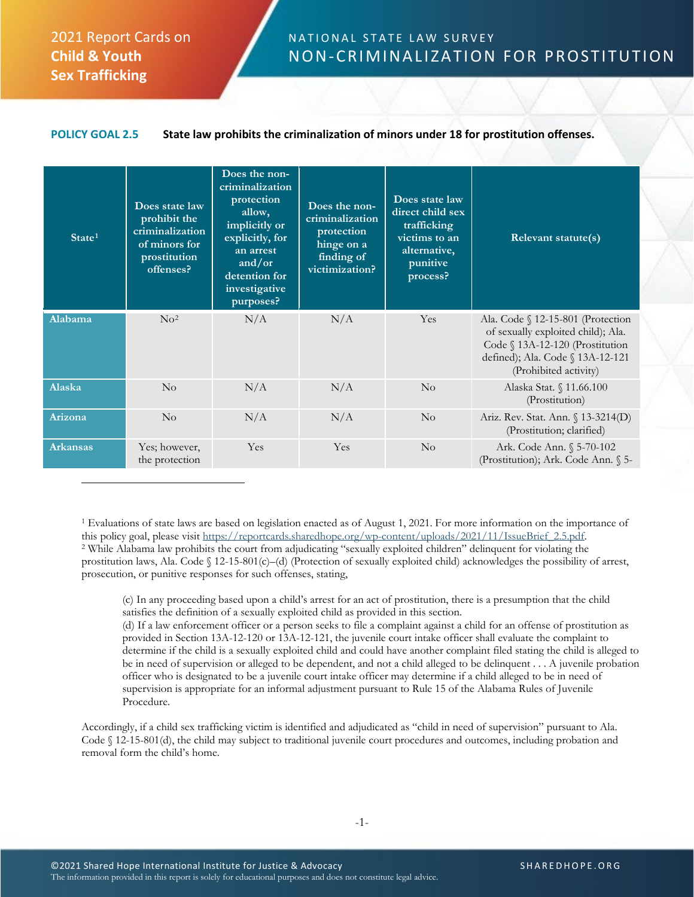# 2021 Report Cards on **Child & Youth Sex Trafficking**

## NATIONAL STATE LAW SURVEY
## NON-CRIMINALIZATION FOR PROSTITUTION

**POLICY GOAL 2.5** **State law prohibits the criminalization of minors under 18 for prostitution offenses.**

| State[1] | Does state law prohibit the criminalization of minors for prostitution offenses? | Does the non-criminalization protection allow, implicitly or explicitly, for an arrest and/or detention for investigative purposes? | Does the non-criminalization protection hinge on a finding of victimization? | Does state law direct child sex trafficking victims to an alternative, punitive process? | Relevant statute(s) |
|---|---|---|---|---|---|
| **Alabama** | No[2] | N/A | N/A | Yes | Ala. Code § 12-15-801 (Protection of sexually exploited child); Ala. Code § 13A-12-120 (Prostitution defined); Ala. Code § 13A-12-121 (Prohibited activity) |
| **Alaska** | No | N/A | N/A | No | Alaska Stat. § 11.66.100 (Prostitution) |
| **Arizona** | No | N/A | N/A | No | Ariz. Rev. Stat. Ann. § 13-3214(D) (Prostitution; clarified) |
| **Arkansas** | Yes; however, the protection | Yes | Yes | No | Ark. Code Ann. § 5-70-102 (Prostitution); Ark. Code Ann. § 5- |

[1] Evaluations of state laws are based on legislation enacted as of August 1, 2021. For more information on the importance of this policy goal, please visit https://reportcards.sharedhope.org/wp-content/uploads/2021/11/IssueBrief_2.5.pdf.

[2] While Alabama law prohibits the court from adjudicating "sexually exploited children" delinquent for violating the prostitution laws, Ala. Code § 12-15-801(c)–(d) (Protection of sexually exploited child) acknowledges the possibility of arrest, prosecution, or punitive responses for such offenses, stating,

> (c) In any proceeding based upon a child's arrest for an act of prostitution, there is a presumption that the child satisfies the definition of a sexually exploited child as provided in this section.
> (d) If a law enforcement officer or a person seeks to file a complaint against a child for an offense of prostitution as provided in Section 13A-12-120 or 13A-12-121, the juvenile court intake officer shall evaluate the complaint to determine if the child is a sexually exploited child and could have another complaint filed stating the child is alleged to be in need of supervision or alleged to be dependent, and not a child alleged to be delinquent . . . A juvenile probation officer who is designated to be a juvenile court intake officer may determine if a child alleged to be in need of supervision is appropriate for an informal adjustment pursuant to Rule 15 of the Alabama Rules of Juvenile Procedure.

Accordingly, if a child sex trafficking victim is identified and adjudicated as "child in need of supervision" pursuant to Ala. Code § 12-15-801(d), the child may subject to traditional juvenile court procedures and outcomes, including probation and removal form the child's home.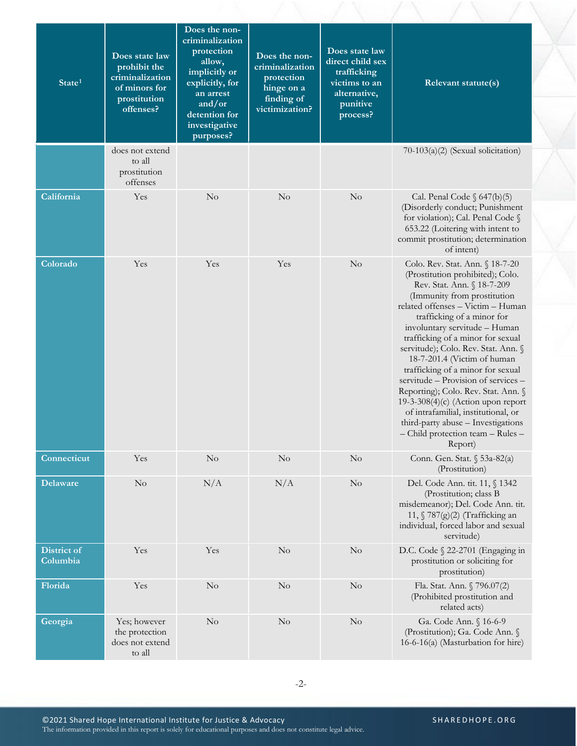| State[1] | Does state law prohibit the criminalization of minors for prostitution offenses? | Does the non-criminalization protection allow, implicitly or explicitly, for an arrest and/or detention for investigative purposes? | Does the non-criminalization protection hinge on a finding of victimization? | Does state law direct child sex trafficking victims to an alternative, punitive process? | Relevant statute(s) |
|---|---|---|---|---|---|
| | does not extend to all prostitution offenses | | | | 70-103(a)(2) (Sexual solicitation) |
| California | Yes | No | No | No | Cal. Penal Code § 647(b)(5) (Disorderly conduct; Punishment for violation); Cal. Penal Code § 653.22 (Loitering with intent to commit prostitution; determination of intent) |
| Colorado | Yes | Yes | Yes | No | Colo. Rev. Stat. Ann. § 18-7-20 (Prostitution prohibited); Colo. Rev. Stat. Ann. § 18-7-209 (Immunity from prostitution related offenses – Victim – Human trafficking of a minor for involuntary servitude – Human trafficking of a minor for sexual servitude); Colo. Rev. Stat. Ann. § 18-7-201.4 (Victim of human trafficking of a minor for sexual servitude – Provision of services – Reporting); Colo. Rev. Stat. Ann. § 19-3-308(4)(c) (Action upon report of intrafamilial, institutional, or third-party abuse – Investigations – Child protection team – Rules – Report) |
| Connecticut | Yes | No | No | No | Conn. Gen. Stat. § 53a-82(a) (Prostitution) |
| Delaware | No | N/A | N/A | No | Del. Code Ann. tit. 11, § 1342 (Prostitution; class B misdemeanor); Del. Code Ann. tit. 11, § 787(g)(2) (Trafficking an individual, forced labor and sexual servitude) |
| District of Columbia | Yes | Yes | No | No | D.C. Code § 22-2701 (Engaging in prostitution or soliciting for prostitution) |
| Florida | Yes | No | No | No | Fla. Stat. Ann. § 796.07(2) (Prohibited prostitution and related acts) |
| Georgia | Yes; however the protection does not extend to all | No | No | No | Ga. Code Ann. § 16-6-9 (Prostitution); Ga. Code Ann. § 16-6-16(a) (Masturbation for hire) |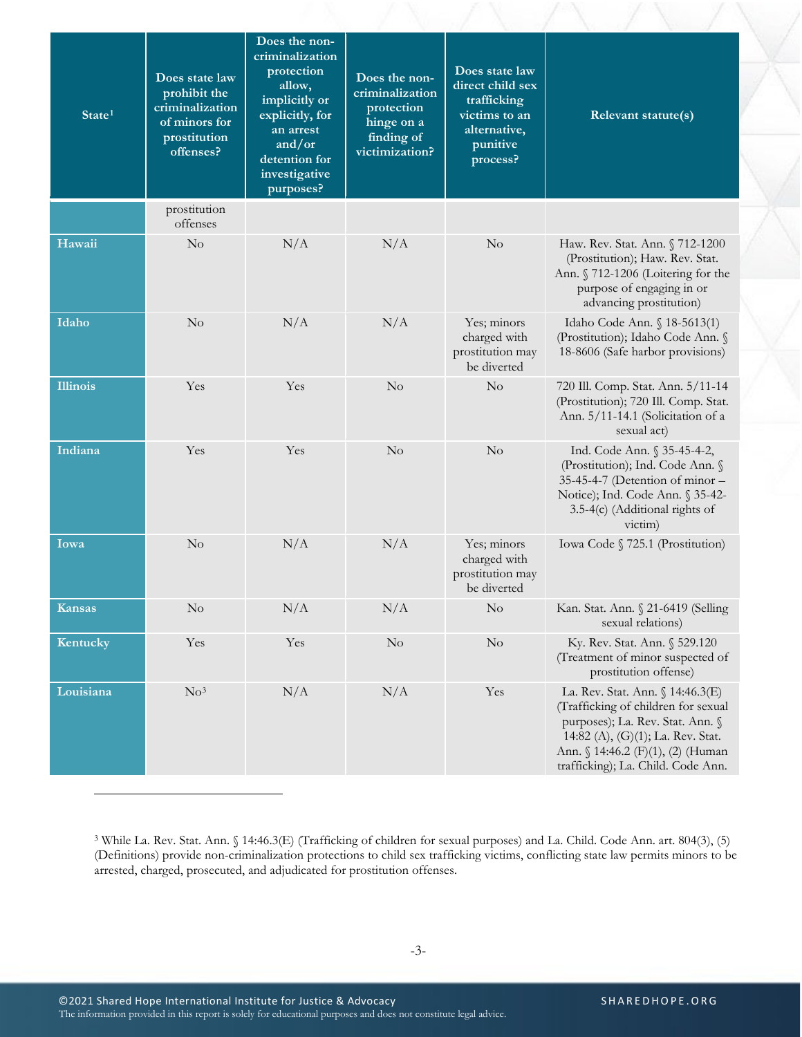| State[1] | Does state law prohibit the criminalization of minors for prostitution offenses? | Does the non-criminalization protection allow, implicitly or explicitly, for an arrest and/or detention for investigative purposes? | Does the non-criminalization protection hinge on a finding of victimization? | Does state law direct child sex trafficking victims to an alternative, punitive process? | Relevant statute(s) |
|---|---|---|---|---|---|
| | prostitution offenses | | | | |
| **Hawaii** | No | N/A | N/A | No | Haw. Rev. Stat. Ann. § 712-1200 (Prostitution); Haw. Rev. Stat. Ann. § 712-1206 (Loitering for the purpose of engaging in or advancing prostitution) |
| **Idaho** | No | N/A | N/A | Yes; minors charged with prostitution may be diverted | Idaho Code Ann. § 18-5613(1) (Prostitution); Idaho Code Ann. § 18-8606 (Safe harbor provisions) |
| **Illinois** | Yes | Yes | No | No | 720 Ill. Comp. Stat. Ann. 5/11-14 (Prostitution); 720 Ill. Comp. Stat. Ann. 5/11-14.1 (Solicitation of a sexual act) |
| **Indiana** | Yes | Yes | No | No | Ind. Code Ann. § 35-45-4-2, (Prostitution); Ind. Code Ann. § 35-45-4-7 (Detention of minor – Notice); Ind. Code Ann. § 35-42-3.5-4(c) (Additional rights of victim) |
| **Iowa** | No | N/A | N/A | Yes; minors charged with prostitution may be diverted | Iowa Code § 725.1 (Prostitution) |
| **Kansas** | No | N/A | N/A | No | Kan. Stat. Ann. § 21-6419 (Selling sexual relations) |
| **Kentucky** | Yes | Yes | No | No | Ky. Rev. Stat. Ann. § 529.120 (Treatment of minor suspected of prostitution offense) |
| **Louisiana** | No[3] | N/A | N/A | Yes | La. Rev. Stat. Ann. § 14:46.3(E) (Trafficking of children for sexual purposes); La. Rev. Stat. Ann. § 14:82 (A), (G)(1); La. Rev. Stat. Ann. § 14:46.2 (F)(1), (2) (Human trafficking); La. Child. Code Ann. |

[3] While La. Rev. Stat. Ann. § 14:46.3(E) (Trafficking of children for sexual purposes) and La. Child. Code Ann. art. 804(3), (5) (Definitions) provide non-criminalization protections to child sex trafficking victims, conflicting state law permits minors to be arrested, charged, prosecuted, and adjudicated for prostitution offenses.

©2021 Shared Hope International Institute for Justice & Advocacy
The information provided in this report is solely for educational purposes and does not constitute legal advice.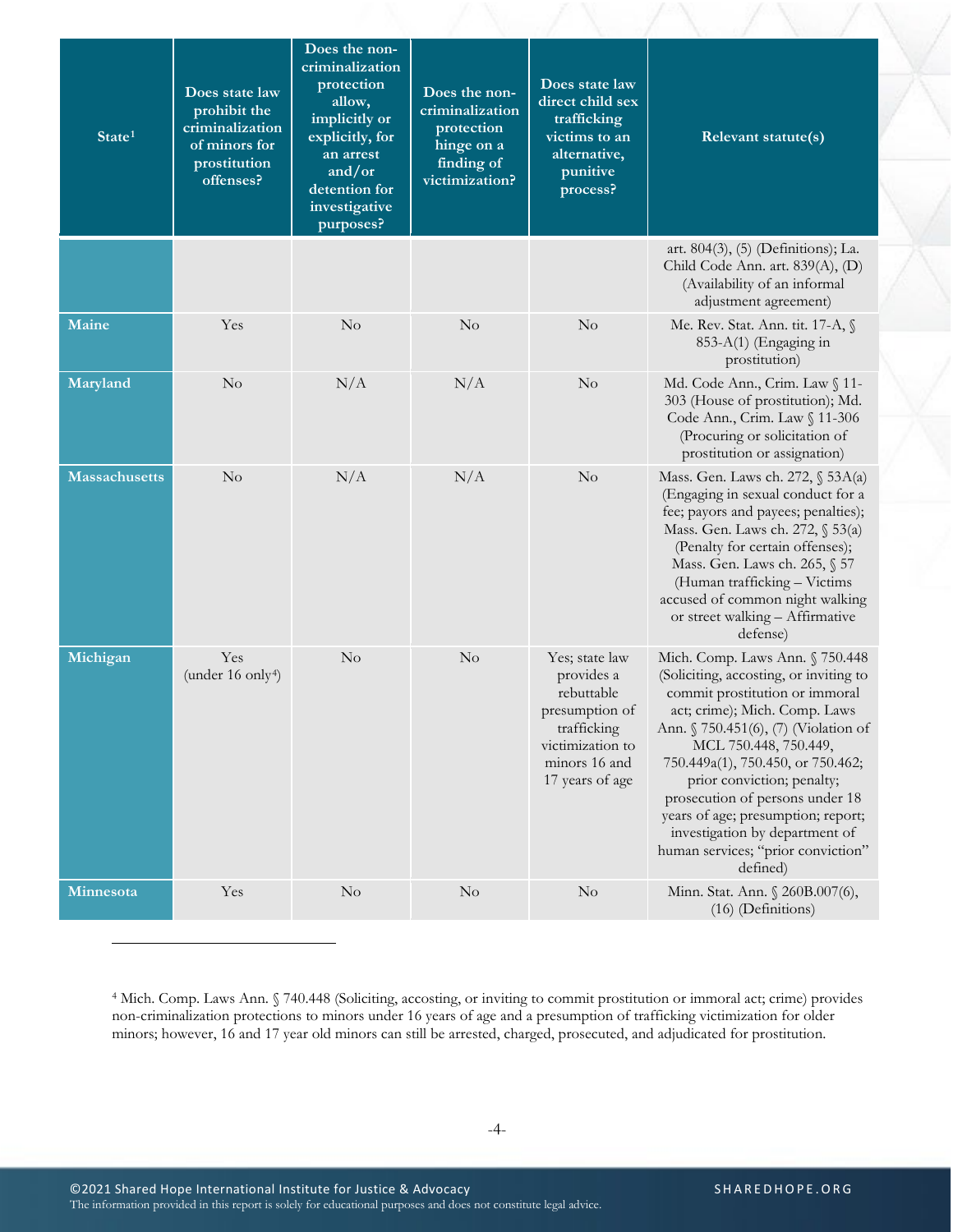| State[1] | Does state law prohibit the criminalization of minors for prostitution offenses? | Does the non-criminalization protection allow, implicitly or explicitly, for an arrest and/or detention for investigative purposes? | Does the non-criminalization protection hinge on a finding of victimization? | Does state law direct child sex trafficking victims to an alternative, punitive process? | Relevant statute(s) |
|---|---|---|---|---|---|
| | | | | | art. 804(3), (5) (Definitions); La. Child Code Ann. art. 839(A), (D) (Availability of an informal adjustment agreement) |
| **Maine** | Yes | No | No | No | Me. Rev. Stat. Ann. tit. 17-A, § 853-A(1) (Engaging in prostitution) |
| **Maryland** | No | N/A | N/A | No | Md. Code Ann., Crim. Law § 11-303 (House of prostitution); Md. Code Ann., Crim. Law § 11-306 (Procuring or solicitation of prostitution or assignation) |
| **Massachusetts** | No | N/A | N/A | No | Mass. Gen. Laws ch. 272, § 53A(a) (Engaging in sexual conduct for a fee; payors and payees; penalties); Mass. Gen. Laws ch. 272, § 53(a) (Penalty for certain offenses); Mass. Gen. Laws ch. 265, § 57 (Human trafficking – Victims accused of common night walking or street walking – Affirmative defense) |
| **Michigan** | Yes (under 16 only[4]) | No | No | Yes; state law provides a rebuttable presumption of trafficking victimization to minors 16 and 17 years of age | Mich. Comp. Laws Ann. § 750.448 (Soliciting, accosting, or inviting to commit prostitution or immoral act; crime); Mich. Comp. Laws Ann. § 750.451(6), (7) (Violation of MCL 750.448, 750.449, 750.449a(1), 750.450, or 750.462; prior conviction; penalty; prosecution of persons under 18 years of age; presumption; report; investigation by department of human services; "prior conviction" defined) |
| **Minnesota** | Yes | No | No | No | Minn. Stat. Ann. § 260B.007(6), (16) (Definitions) |

[4] Mich. Comp. Laws Ann. § 740.448 (Soliciting, accosting, or inviting to commit prostitution or immoral act; crime) provides non-criminalization protections to minors under 16 years of age and a presumption of trafficking victimization for older minors; however, 16 and 17 year old minors can still be arrested, charged, prosecuted, and adjudicated for prostitution.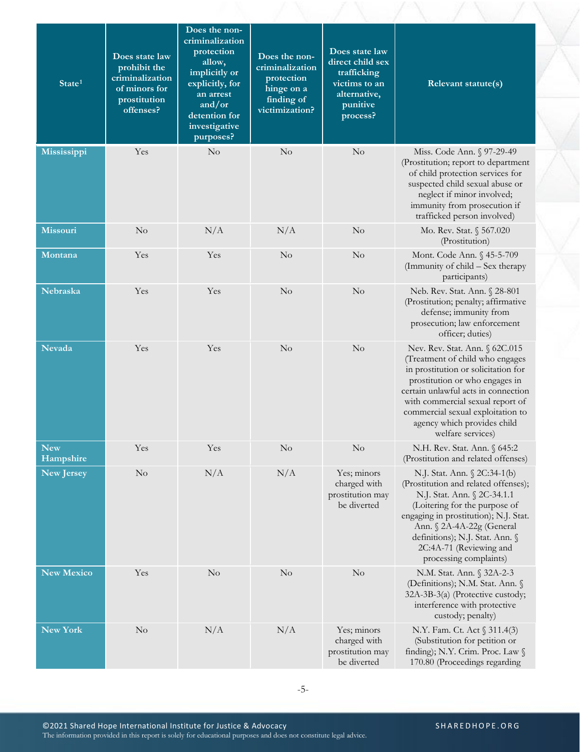| State[1] | Does state law prohibit the criminalization of minors for prostitution offenses? | Does the non-criminalization protection allow, implicitly or explicitly, for an arrest and/or detention for investigative purposes? | Does the non-criminalization protection hinge on a finding of victimization? | Does state law direct child sex trafficking victims to an alternative, punitive process? | Relevant statute(s) |
|---|---|---|---|---|---|
| Mississippi | Yes | No | No | No | Miss. Code Ann. § 97-29-49 (Prostitution; report to department of child protection services for suspected child sexual abuse or neglect if minor involved; immunity from prosecution if trafficked person involved) |
| Missouri | No | N/A | N/A | No | Mo. Rev. Stat. § 567.020 (Prostitution) |
| Montana | Yes | Yes | No | No | Mont. Code Ann. § 45-5-709 (Immunity of child – Sex therapy participants) |
| Nebraska | Yes | Yes | No | No | Neb. Rev. Stat. Ann. § 28-801 (Prostitution; penalty; affirmative defense; immunity from prosecution; law enforcement officer; duties) |
| Nevada | Yes | Yes | No | No | Nev. Rev. Stat. Ann. § 62C.015 (Treatment of child who engages in prostitution or solicitation for prostitution or who engages in certain unlawful acts in connection with commercial sexual report of commercial sexual exploitation to agency which provides child welfare services) |
| New Hampshire | Yes | Yes | No | No | N.H. Rev. Stat. Ann. § 645:2 (Prostitution and related offenses) |
| New Jersey | No | N/A | N/A | Yes; minors charged with prostitution may be diverted | N.J. Stat. Ann. § 2C:34-1(b) (Prostitution and related offenses); N.J. Stat. Ann. § 2C-34.1.1 (Loitering for the purpose of engaging in prostitution); N.J. Stat. Ann. § 2A-4A-22g (General definitions); N.J. Stat. Ann. § 2C:4A-71 (Reviewing and processing complaints) |
| New Mexico | Yes | No | No | No | N.M. Stat. Ann. § 32A-2-3 (Definitions); N.M. Stat. Ann. § 32A-3B-3(a) (Protective custody; interference with protective custody; penalty) |
| New York | No | N/A | N/A | Yes; minors charged with prostitution may be diverted | N.Y. Fam. Ct. Act § 311.4(3) (Substitution for petition or finding); N.Y. Crim. Proc. Law § 170.80 (Proceedings regarding |

©2021 Shared Hope International Institute for Justice & Advocacy
The information provided in this report is solely for educational purposes and does not constitute legal advice.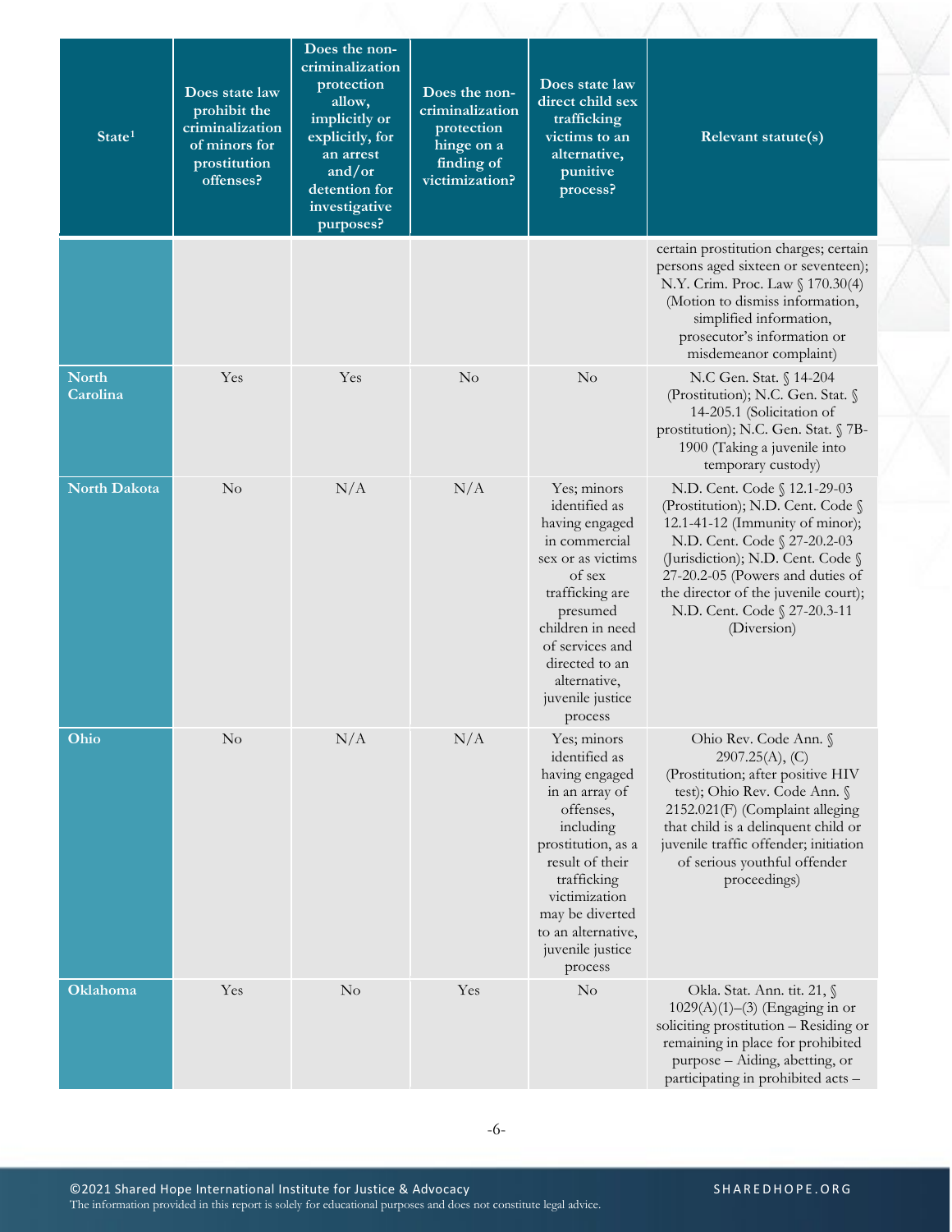| State[1] | Does state law prohibit the criminalization of minors for prostitution offenses? | Does the non-criminalization protection allow, implicitly or explicitly, for an arrest and/or detention for investigative purposes? | Does the non-criminalization protection hinge on a finding of victimization? | Does state law direct child sex trafficking victims to an alternative, punitive process? | Relevant statute(s) |
|---|---|---|---|---|---|
| | | | | | certain prostitution charges; certain persons aged sixteen or seventeen); N.Y. Crim. Proc. Law § 170.30(4) (Motion to dismiss information, simplified information, prosecutor's information or misdemeanor complaint) |
| **North Carolina** | Yes | Yes | No | No | N.C Gen. Stat. § 14-204 (Prostitution); N.C. Gen. Stat. § 14-205.1 (Solicitation of prostitution); N.C. Gen. Stat. § 7B-1900 (Taking a juvenile into temporary custody) |
| **North Dakota** | No | N/A | N/A | Yes; minors identified as having engaged in commercial sex or as victims of sex trafficking are presumed children in need of services and directed to an alternative, juvenile justice process | N.D. Cent. Code § 12.1-29-03 (Prostitution); N.D. Cent. Code § 12.1-41-12 (Immunity of minor); N.D. Cent. Code § 27-20.2-03 (Jurisdiction); N.D. Cent. Code § 27-20.2-05 (Powers and duties of the director of the juvenile court); N.D. Cent. Code § 27-20.3-11 (Diversion) |
| **Ohio** | No | N/A | N/A | Yes; minors identified as having engaged in an array of offenses, including prostitution, as a result of their trafficking victimization may be diverted to an alternative, juvenile justice process | Ohio Rev. Code Ann. § 2907.25(A), (C) (Prostitution; after positive HIV test); Ohio Rev. Code Ann. § 2152.021(F) (Complaint alleging that child is a delinquent child or juvenile traffic offender; initiation of serious youthful offender proceedings) |
| **Oklahoma** | Yes | No | Yes | No | Okla. Stat. Ann. tit. 21, § 1029(A)(1)–(3) (Engaging in or soliciting prostitution – Residing or remaining in place for prohibited purpose – Aiding, abetting, or participating in prohibited acts – |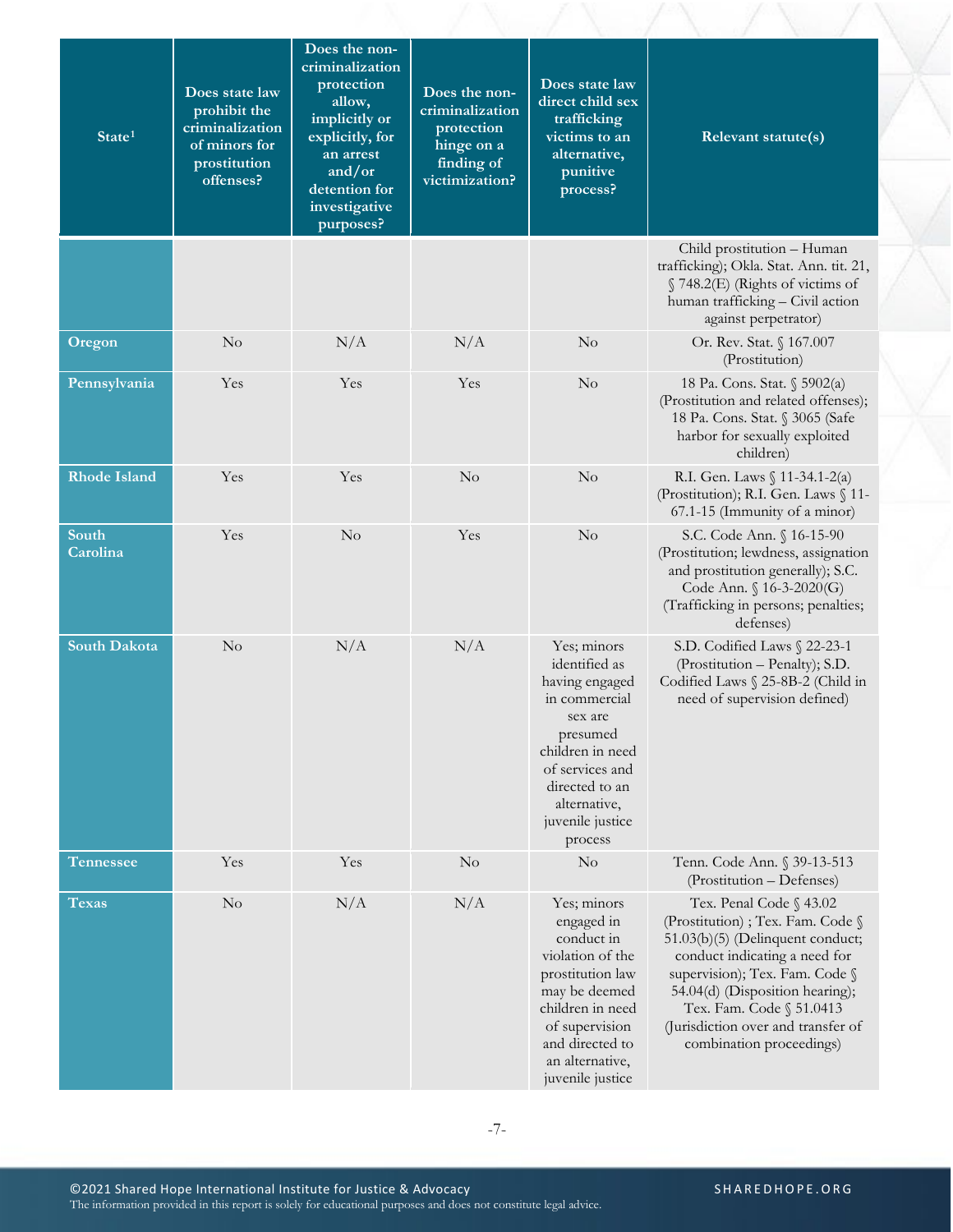| State[1] | Does state law prohibit the criminalization of minors for prostitution offenses? | Does the non-criminalization protection allow, implicitly or explicitly, for an arrest and/or detention for investigative purposes? | Does the non-criminalization protection hinge on a finding of victimization? | Does state law direct child sex trafficking victims to an alternative, punitive process? | Relevant statute(s) |
|---|---|---|---|---|---|
| | | | | | Child prostitution – Human trafficking); Okla. Stat. Ann. tit. 21, § 748.2(E) (Rights of victims of human trafficking – Civil action against perpetrator) |
| **Oregon** | No | N/A | N/A | No | Or. Rev. Stat. § 167.007 (Prostitution) |
| **Pennsylvania** | Yes | Yes | Yes | No | 18 Pa. Cons. Stat. § 5902(a) (Prostitution and related offenses); 18 Pa. Cons. Stat. § 3065 (Safe harbor for sexually exploited children) |
| **Rhode Island** | Yes | Yes | No | No | R.I. Gen. Laws § 11-34.1-2(a) (Prostitution); R.I. Gen. Laws § 11-67.1-15 (Immunity of a minor) |
| **South Carolina** | Yes | No | Yes | No | S.C. Code Ann. § 16-15-90 (Prostitution; lewdness, assignation and prostitution generally); S.C. Code Ann. § 16-3-2020(G) (Trafficking in persons; penalties; defenses) |
| **South Dakota** | No | N/A | N/A | Yes; minors identified as having engaged in commercial sex are presumed children in need of services and directed to an alternative, juvenile justice process | S.D. Codified Laws § 22-23-1 (Prostitution – Penalty); S.D. Codified Laws § 25-8B-2 (Child in need of supervision defined) |
| **Tennessee** | Yes | Yes | No | No | Tenn. Code Ann. § 39-13-513 (Prostitution – Defenses) |
| **Texas** | No | N/A | N/A | Yes; minors engaged in conduct in violation of the prostitution law may be deemed children in need of supervision and directed to an alternative, juvenile justice | Tex. Penal Code § 43.02 (Prostitution) ; Tex. Fam. Code § 51.03(b)(5) (Delinquent conduct; conduct indicating a need for supervision); Tex. Fam. Code § 54.04(d) (Disposition hearing); Tex. Fam. Code § 51.0413 (Jurisdiction over and transfer of combination proceedings) |

©2021 Shared Hope International Institute for Justice & Advocacy
The information provided in this report is solely for educational purposes and does not constitute legal advice.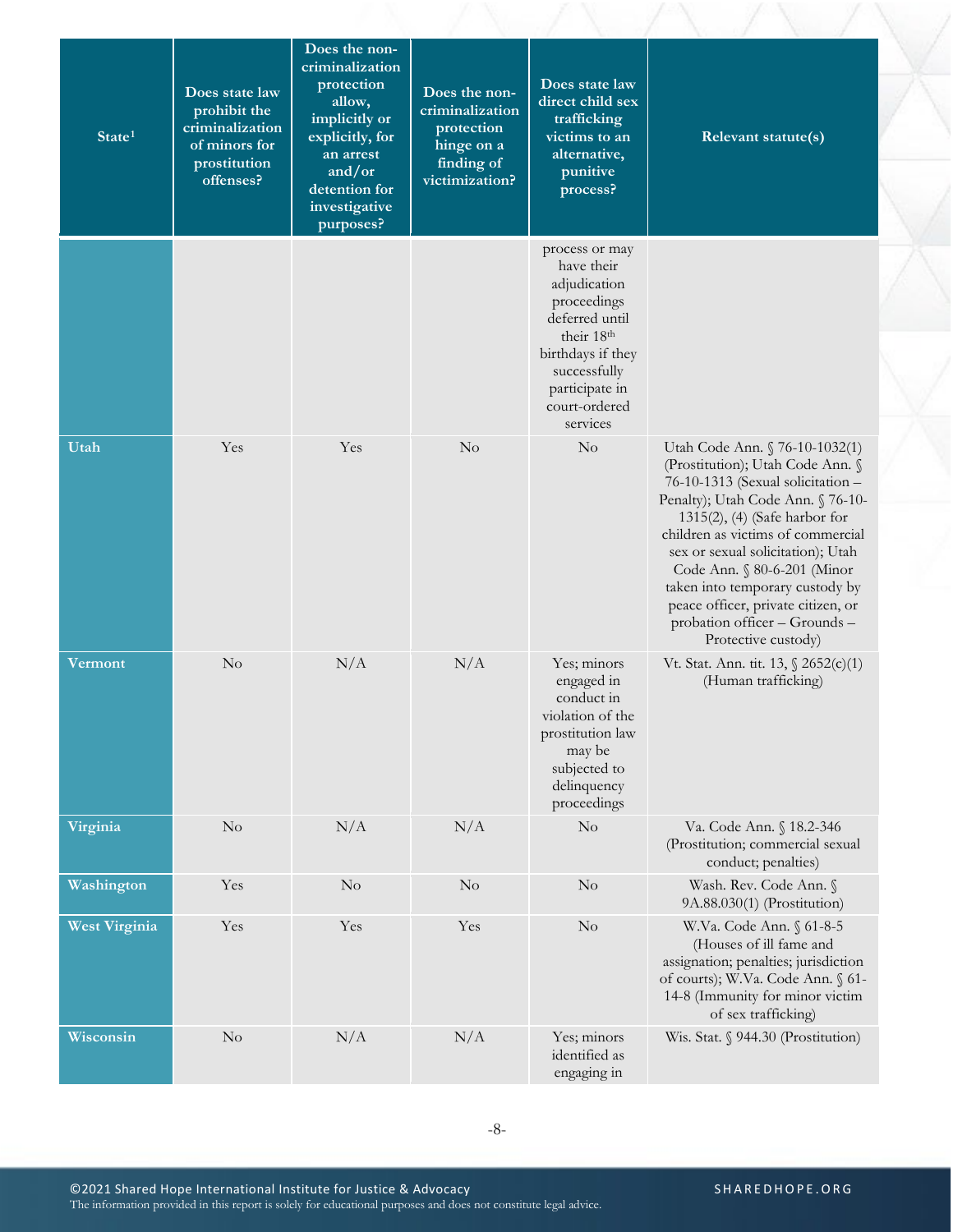| State[1] | Does state law prohibit the criminalization of minors for prostitution offenses? | Does the non-criminalization protection allow, implicitly or explicitly, for an arrest and/or detention for investigative purposes? | Does the non-criminalization protection hinge on a finding of victimization? | Does state law direct child sex trafficking victims to an alternative, punitive process? | Relevant statute(s) |
|---|---|---|---|---|---|
| | | | | process or may have their adjudication proceedings deferred until their 18th birthdays if they successfully participate in court-ordered services | |
| Utah | Yes | Yes | No | No | Utah Code Ann. § 76-10-1032(1) (Prostitution); Utah Code Ann. § 76-10-1313 (Sexual solicitation – Penalty); Utah Code Ann. § 76-10-1315(2), (4) (Safe harbor for children as victims of commercial sex or sexual solicitation); Utah Code Ann. § 80-6-201 (Minor taken into temporary custody by peace officer, private citizen, or probation officer – Grounds – Protective custody) |
| Vermont | No | N/A | N/A | Yes; minors engaged in conduct in violation of the prostitution law may be subjected to delinquency proceedings | Vt. Stat. Ann. tit. 13, § 2652(c)(1) (Human trafficking) |
| Virginia | No | N/A | N/A | No | Va. Code Ann. § 18.2-346 (Prostitution; commercial sexual conduct; penalties) |
| Washington | Yes | No | No | No | Wash. Rev. Code Ann. § 9A.88.030(1) (Prostitution) |
| West Virginia | Yes | Yes | Yes | No | W.Va. Code Ann. § 61-8-5 (Houses of ill fame and assignation; penalties; jurisdiction of courts); W.Va. Code Ann. § 61-14-8 (Immunity for minor victim of sex trafficking) |
| Wisconsin | No | N/A | N/A | Yes; minors identified as engaging in | Wis. Stat. § 944.30 (Prostitution) |

©2021 Shared Hope International Institute for Justice & Advocacy
The information provided in this report is solely for educational purposes and does not constitute legal advice.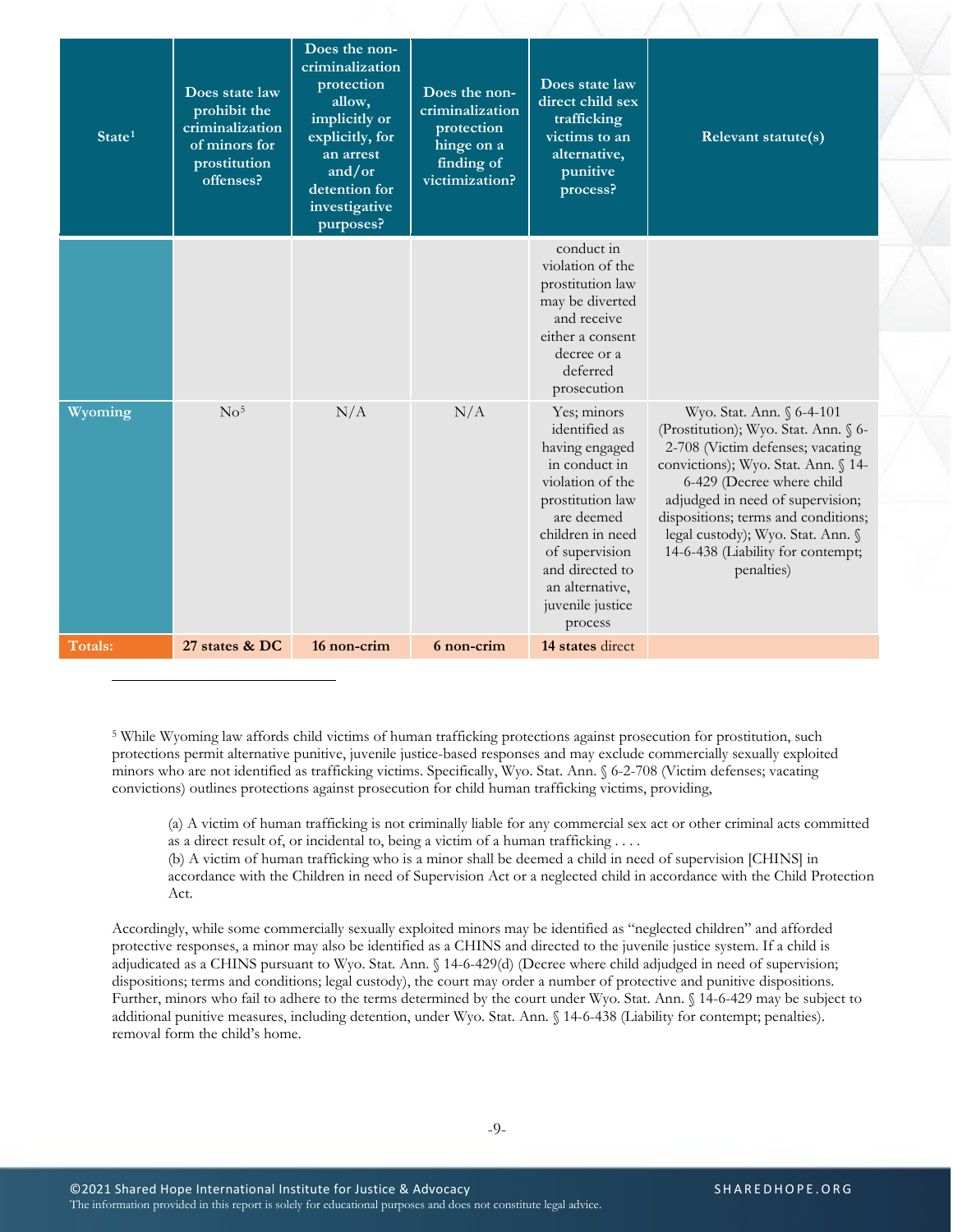| State[1] | Does state law prohibit the criminalization of minors for prostitution offenses? | Does the non-criminalization protection allow, implicitly or explicitly, for an arrest and/or detention for investigative purposes? | Does the non-criminalization protection hinge on a finding of victimization? | Does state law direct child sex trafficking victims to an alternative, punitive process? | Relevant statute(s) |
|---|---|---|---|---|---|
| | | | | conduct in violation of the prostitution law may be diverted and receive either a consent decree or a deferred prosecution | |
| Wyoming | No[5] | N/A | N/A | Yes; minors identified as having engaged in conduct in violation of the prostitution law are deemed children in need of supervision and directed to an alternative, juvenile justice process | Wyo. Stat. Ann. § 6-4-101 (Prostitution); Wyo. Stat. Ann. § 6-2-708 (Victim defenses; vacating convictions); Wyo. Stat. Ann. § 14-6-429 (Decree where child adjudged in need of supervision; dispositions; terms and conditions; legal custody); Wyo. Stat. Ann. § 14-6-438 (Liability for contempt; penalties) |
| **Totals:** | **27 states & DC** | **16 non-crim** | **6 non-crim** | **14 states** direct | |

[5] While Wyoming law affords child victims of human trafficking protections against prosecution for prostitution, such protections permit alternative punitive, juvenile justice-based responses and may exclude commercially sexually exploited minors who are not identified as trafficking victims. Specifically, Wyo. Stat. Ann. § 6-2-708 (Victim defenses; vacating convictions) outlines protections against prosecution for child human trafficking victims, providing,

> (a) A victim of human trafficking is not criminally liable for any commercial sex act or other criminal acts committed as a direct result of, or incidental to, being a victim of a human trafficking . . . .
> (b) A victim of human trafficking who is a minor shall be deemed a child in need of supervision [CHINS] in accordance with the Children in need of Supervision Act or a neglected child in accordance with the Child Protection Act.

Accordingly, while some commercially sexually exploited minors may be identified as "neglected children" and afforded protective responses, a minor may also be identified as a CHINS and directed to the juvenile justice system. If a child is adjudicated as a CHINS pursuant to Wyo. Stat. Ann. § 14-6-429(d) (Decree where child adjudged in need of supervision; dispositions; terms and conditions; legal custody), the court may order a number of protective and punitive dispositions. Further, minors who fail to adhere to the terms determined by the court under Wyo. Stat. Ann. § 14-6-429 may be subject to additional punitive measures, including detention, under Wyo. Stat. Ann. § 14-6-438 (Liability for contempt; penalties). removal form the child's home.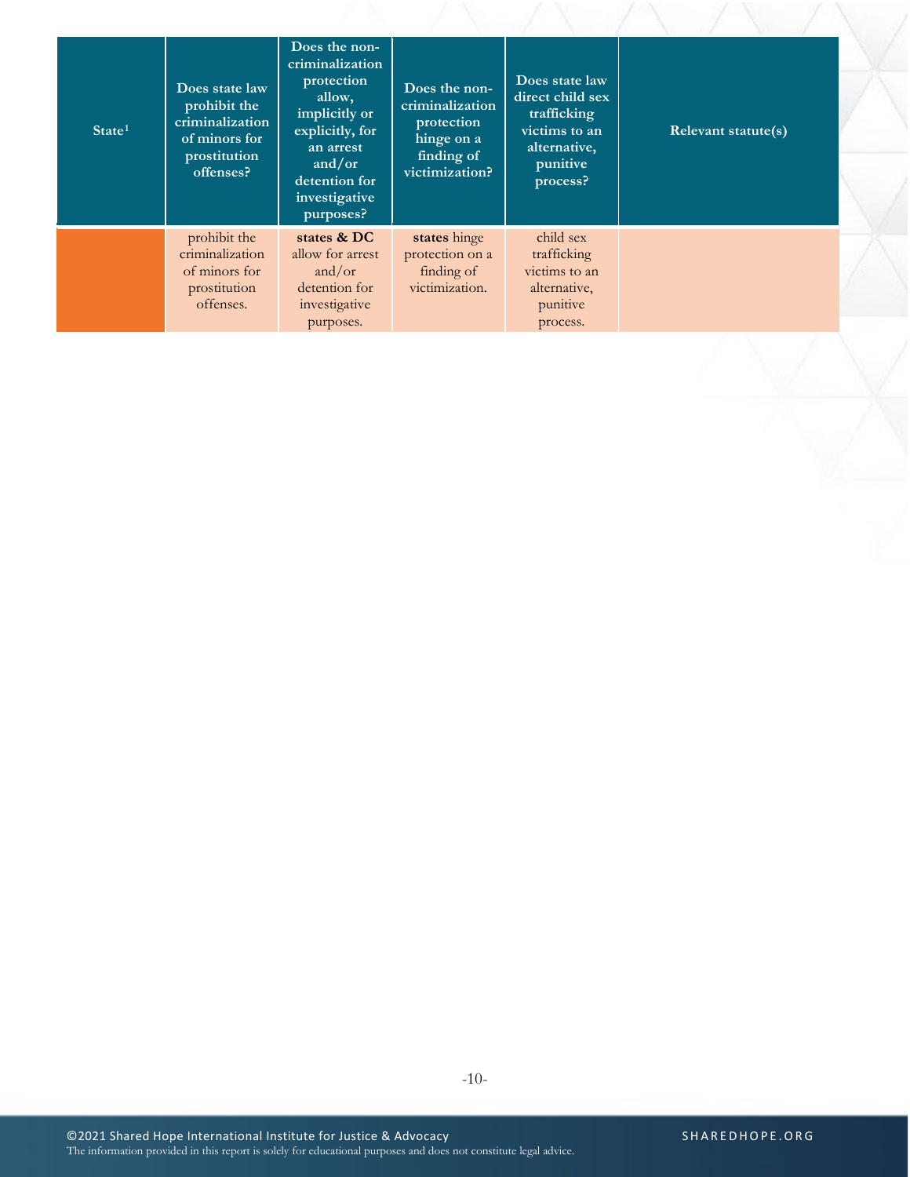| State[1] | Does state law prohibit the criminalization of minors for prostitution offenses? | Does the non-criminalization protection allow, implicitly or explicitly, for an arrest and/or detention for investigative purposes? | Does the non-criminalization protection hinge on a finding of victimization? | Does state law direct child sex trafficking victims to an alternative, punitive process? | Relevant statute(s) |
|---|---|---|---|---|---|
| | prohibit the criminalization of minors for prostitution offenses. | **states & DC** allow for arrest and/or detention for investigative purposes. | **states** hinge protection on a finding of victimization. | child sex trafficking victims to an alternative, punitive process. | |

©2021 Shared Hope International Institute for Justice & Advocacy
The information provided in this report is solely for educational purposes and does not constitute legal advice.